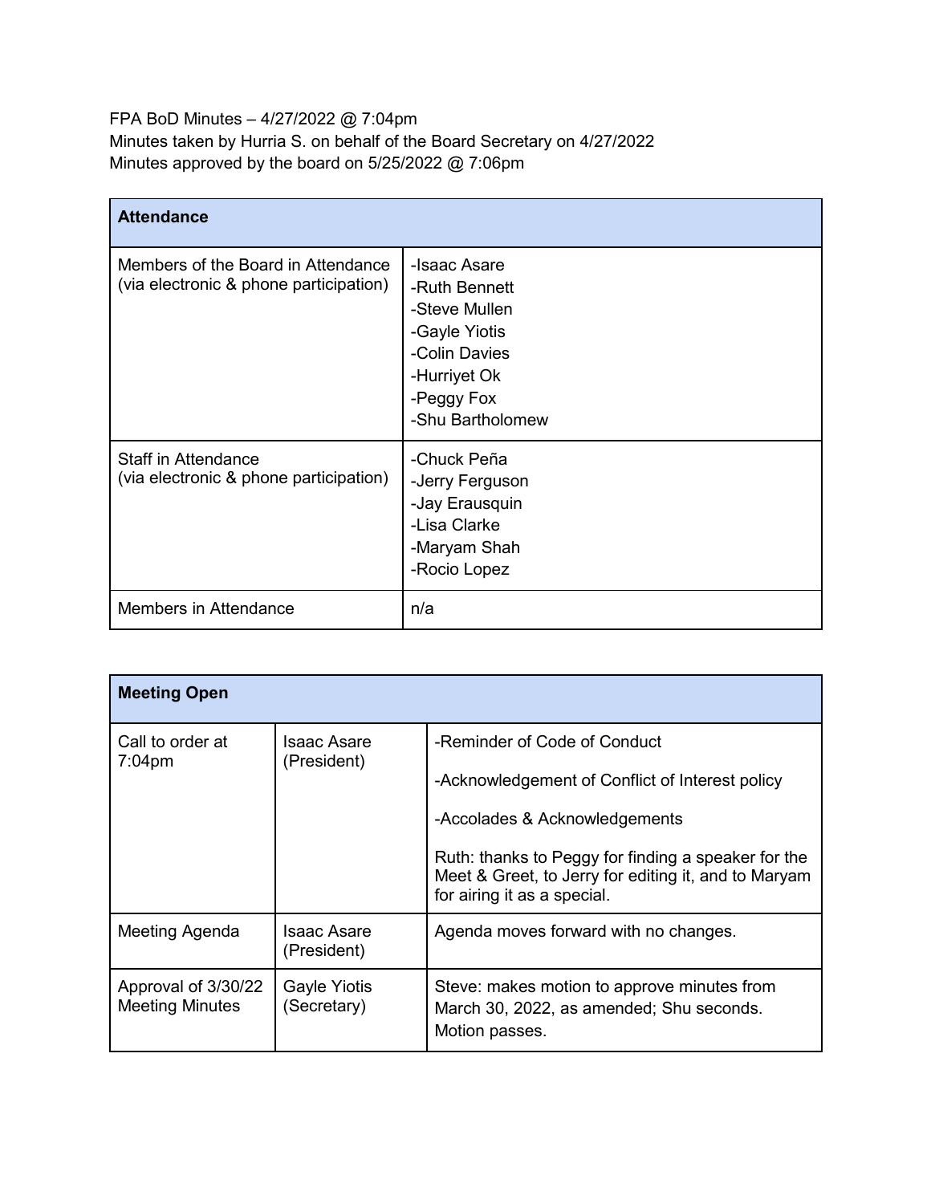FPA BoD Minutes – 4/27/2022 @ 7:04pm
Minutes taken by Hurria S. on behalf of the Board Secretary on 4/27/2022
Minutes approved by the board on 5/25/2022 @ 7:06pm

| **Attendance** | |
|---|---|
| Members of the Board in Attendance (via electronic & phone participation) | -Isaac Asare<br>-Ruth Bennett<br>-Steve Mullen<br>-Gayle Yiotis<br>-Colin Davies<br>-Hurriyet Ok<br>-Peggy Fox<br>-Shu Bartholomew |
| Staff in Attendance (via electronic & phone participation) | -Chuck Peña<br>-Jerry Ferguson<br>-Jay Erausquin<br>-Lisa Clarke<br>-Maryam Shah<br>-Rocio Lopez |
| Members in Attendance | n/a |

| **Meeting Open** | | |
|---|---|---|
| Call to order at 7:04pm | Isaac Asare (President) | -Reminder of Code of Conduct<br><br>-Acknowledgement of Conflict of Interest policy<br><br>-Accolades & Acknowledgements<br><br>Ruth: thanks to Peggy for finding a speaker for the Meet & Greet, to Jerry for editing it, and to Maryam for airing it as a special. |
| Meeting Agenda | Isaac Asare (President) | Agenda moves forward with no changes. |
| Approval of 3/30/22 Meeting Minutes | Gayle Yiotis (Secretary) | Steve: makes motion to approve minutes from March 30, 2022, as amended; Shu seconds. Motion passes. |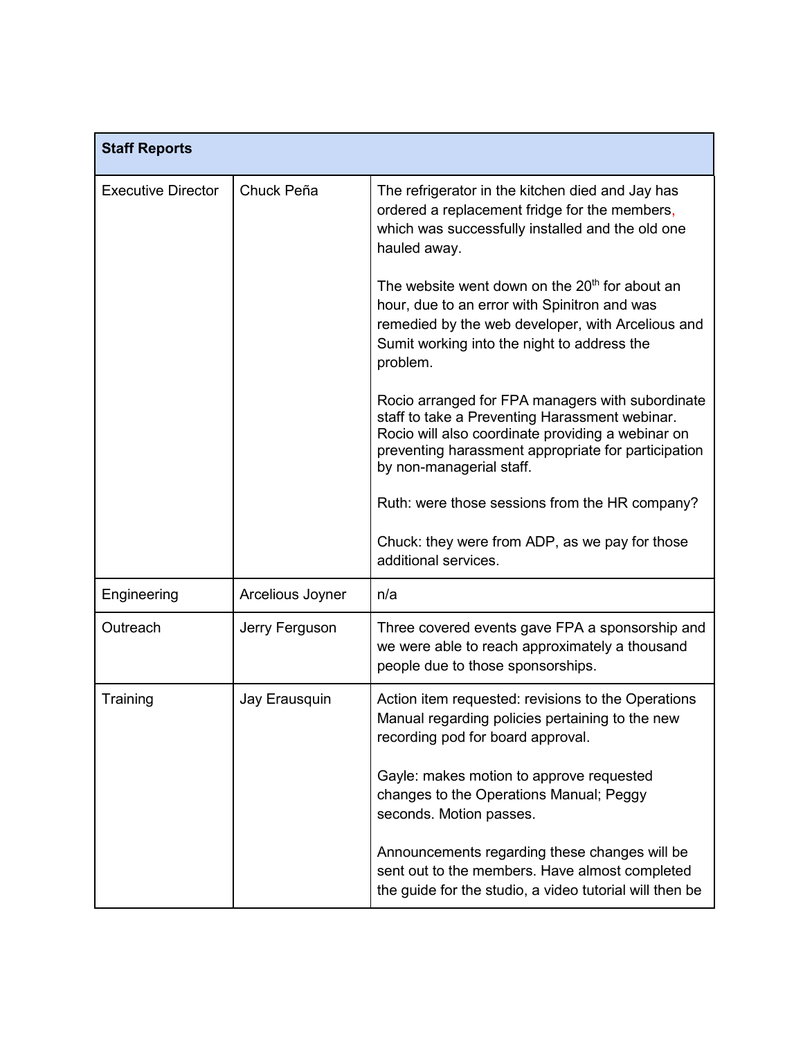| Staff Reports | | |
|---|---|---|
| Executive Director | Chuck Peña | The refrigerator in the kitchen died and Jay has ordered a replacement fridge for the members, which was successfully installed and the old one hauled away.<br><br>The website went down on the 20th for about an hour, due to an error with Spinitron and was remedied by the web developer, with Arcelious and Sumit working into the night to address the problem.<br><br>Rocio arranged for FPA managers with subordinate staff to take a Preventing Harassment webinar. Rocio will also coordinate providing a webinar on preventing harassment appropriate for participation by non-managerial staff.<br><br>Ruth: were those sessions from the HR company?<br><br>Chuck: they were from ADP, as we pay for those additional services. |
| Engineering | Arcelious Joyner | n/a |
| Outreach | Jerry Ferguson | Three covered events gave FPA a sponsorship and we were able to reach approximately a thousand people due to those sponsorships. |
| Training | Jay Erausquin | Action item requested: revisions to the Operations Manual regarding policies pertaining to the new recording pod for board approval.<br><br>Gayle: makes motion to approve requested changes to the Operations Manual; Peggy seconds. Motion passes.<br><br>Announcements regarding these changes will be sent out to the members. Have almost completed the guide for the studio, a video tutorial will then be |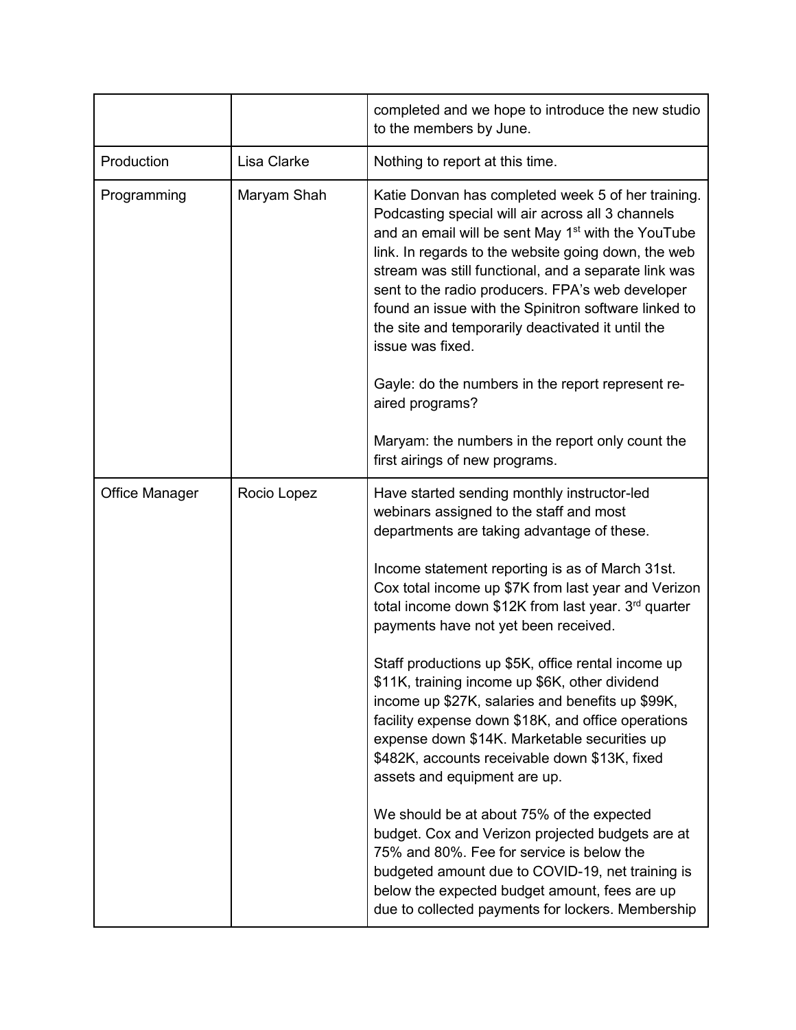| | | |
|---|---|---|
| | | completed and we hope to introduce the new studio to the members by June. |
| Production | Lisa Clarke | Nothing to report at this time. |
| Programming | Maryam Shah | Katie Donvan has completed week 5 of her training. Podcasting special will air across all 3 channels and an email will be sent May 1st with the YouTube link. In regards to the website going down, the web stream was still functional, and a separate link was sent to the radio producers. FPA's web developer found an issue with the Spinitron software linked to the site and temporarily deactivated it until the issue was fixed.<br><br>Gayle: do the numbers in the report represent re-aired programs?<br><br>Maryam: the numbers in the report only count the first airings of new programs. |
| Office Manager | Rocio Lopez | Have started sending monthly instructor-led webinars assigned to the staff and most departments are taking advantage of these.<br><br>Income statement reporting is as of March 31st. Cox total income up $7K from last year and Verizon total income down $12K from last year. 3rd quarter payments have not yet been received.<br><br>Staff productions up $5K, office rental income up $11K, training income up $6K, other dividend income up $27K, salaries and benefits up $99K, facility expense down $18K, and office operations expense down $14K. Marketable securities up $482K, accounts receivable down $13K, fixed assets and equipment are up.<br><br>We should be at about 75% of the expected budget. Cox and Verizon projected budgets are at 75% and 80%. Fee for service is below the budgeted amount due to COVID-19, net training is below the expected budget amount, fees are up due to collected payments for lockers. Membership |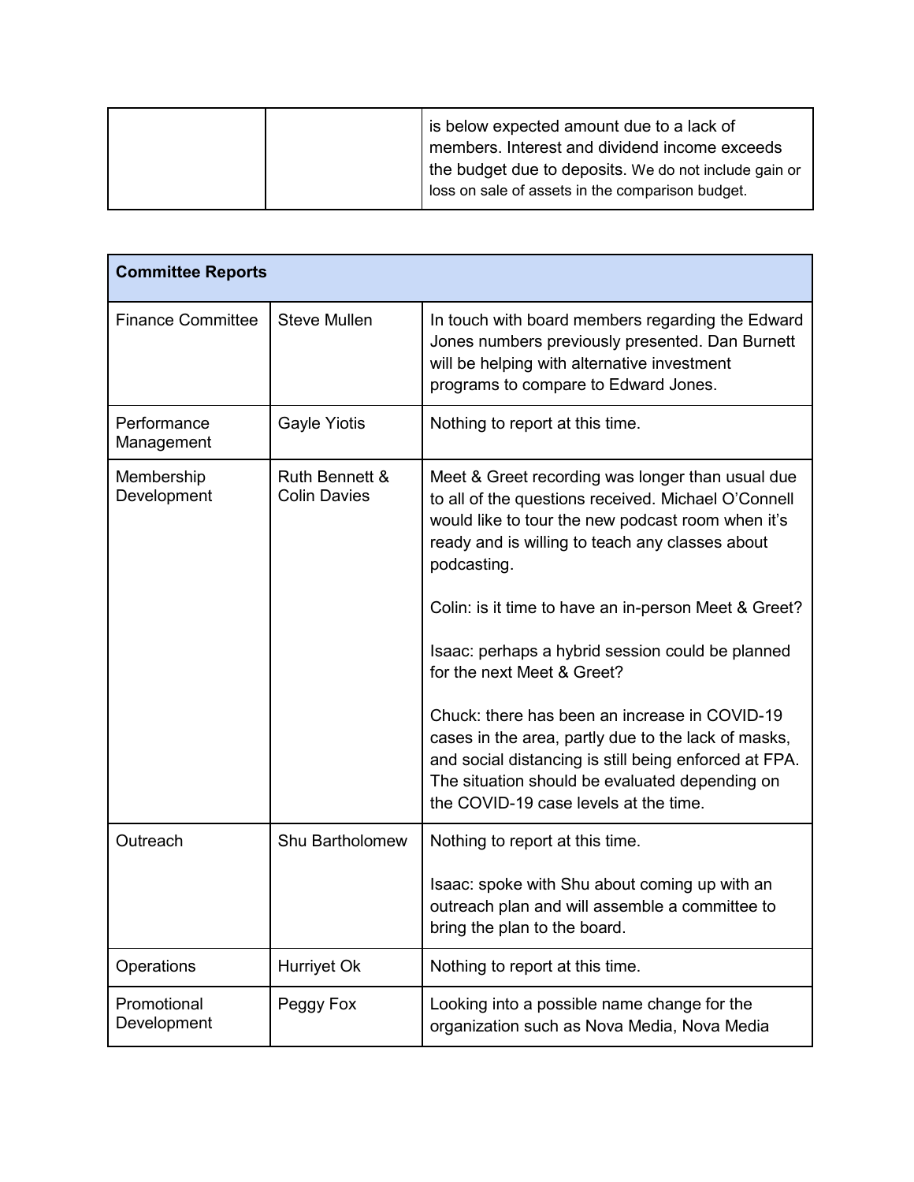| | | |
|---|---|---|
| | | is below expected amount due to a lack of members. Interest and dividend income exceeds the budget due to deposits. We do not include gain or loss on sale of assets in the comparison budget. |

| **Committee Reports** | | |
|---|---|---|
| Finance Committee | Steve Mullen | In touch with board members regarding the Edward Jones numbers previously presented. Dan Burnett will be helping with alternative investment programs to compare to Edward Jones. |
| Performance Management | Gayle Yiotis | Nothing to report at this time. |
| Membership Development | Ruth Bennett & Colin Davies | Meet & Greet recording was longer than usual due to all of the questions received. Michael O'Connell would like to tour the new podcast room when it's ready and is willing to teach any classes about podcasting.<br><br>Colin: is it time to have an in-person Meet & Greet?<br><br>Isaac: perhaps a hybrid session could be planned for the next Meet & Greet?<br><br>Chuck: there has been an increase in COVID-19 cases in the area, partly due to the lack of masks, and social distancing is still being enforced at FPA. The situation should be evaluated depending on the COVID-19 case levels at the time. |
| Outreach | Shu Bartholomew | Nothing to report at this time.<br><br>Isaac: spoke with Shu about coming up with an outreach plan and will assemble a committee to bring the plan to the board. |
| Operations | Hurriyet Ok | Nothing to report at this time. |
| Promotional Development | Peggy Fox | Looking into a possible name change for the organization such as Nova Media, Nova Media |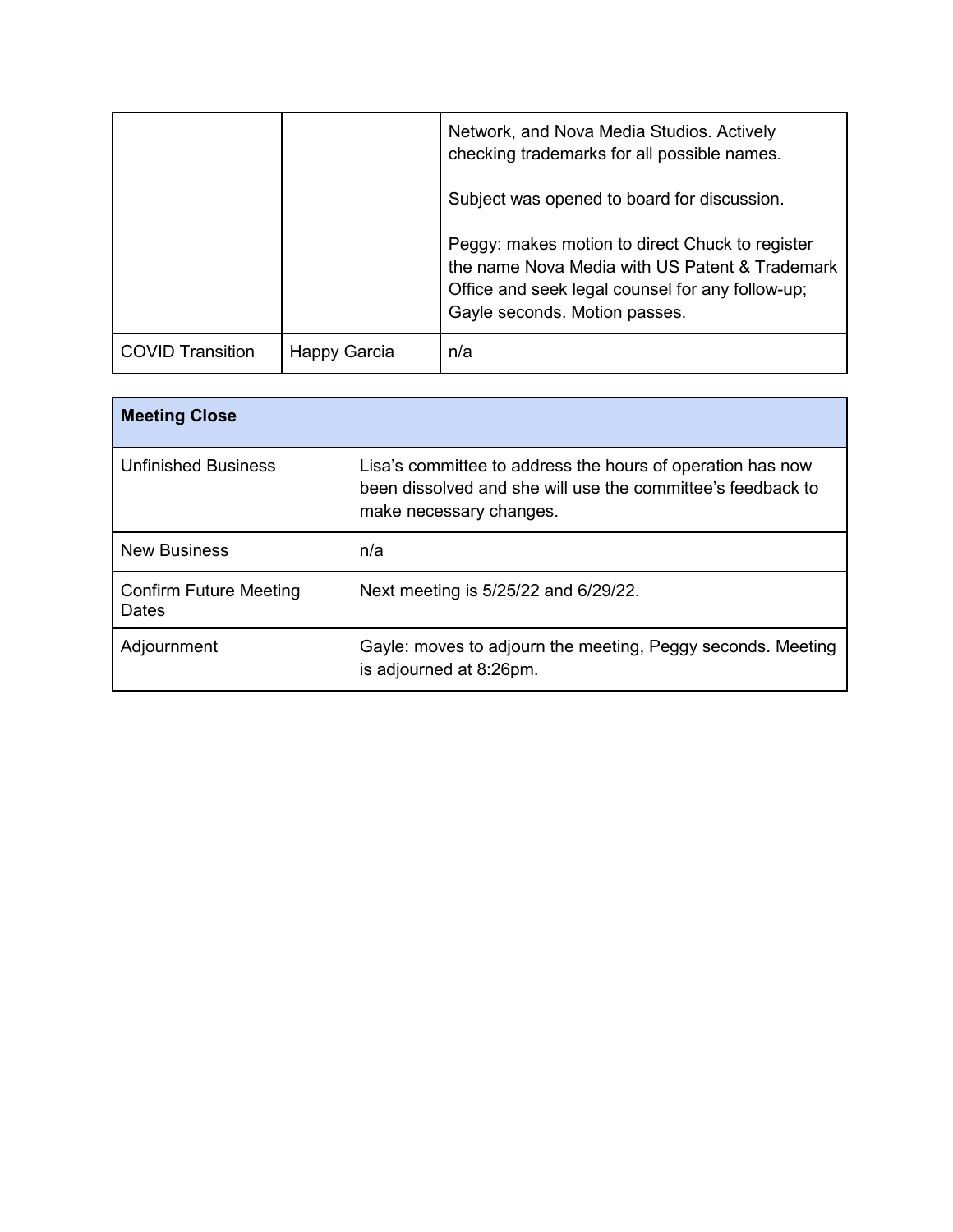| | | |
|---|---|---|
| | | Network, and Nova Media Studios. Actively checking trademarks for all possible names.<br><br>Subject was opened to board for discussion.<br><br>Peggy: makes motion to direct Chuck to register the name Nova Media with US Patent & Trademark Office and seek legal counsel for any follow-up; Gayle seconds. Motion passes. |
| COVID Transition | Happy Garcia | n/a |

| **Meeting Close** | |
|---|---|
| Unfinished Business | Lisa's committee to address the hours of operation has now been dissolved and she will use the committee's feedback to make necessary changes. |
| New Business | n/a |
| Confirm Future Meeting Dates | Next meeting is 5/25/22 and 6/29/22. |
| Adjournment | Gayle: moves to adjourn the meeting, Peggy seconds. Meeting is adjourned at 8:26pm. |